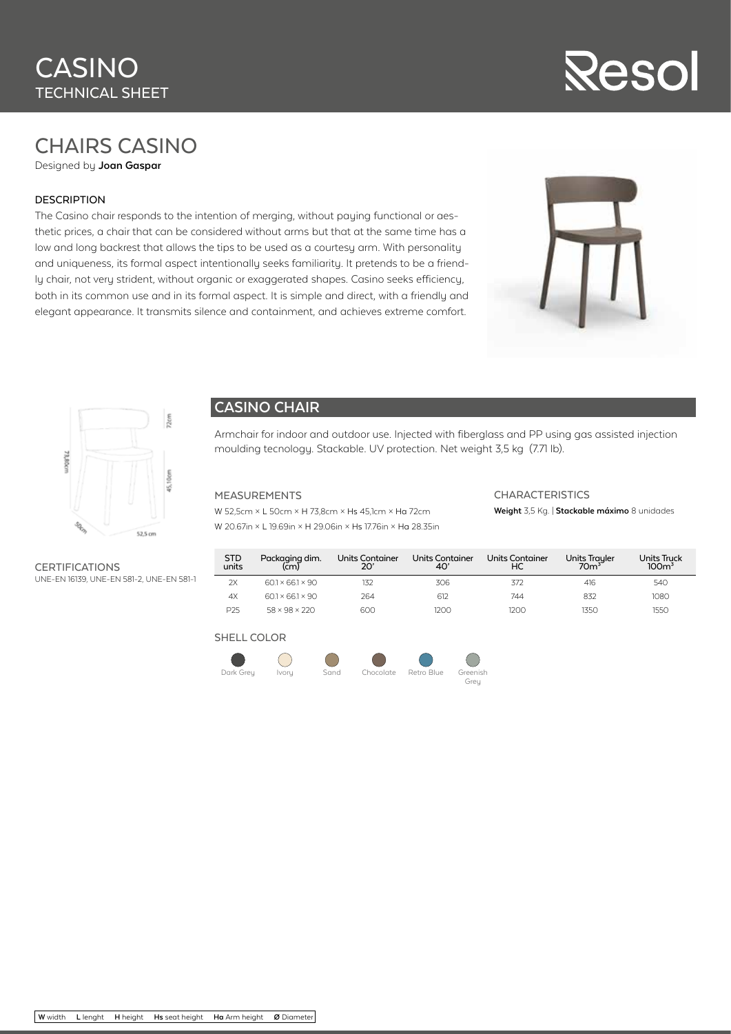# CASINO
TECHNICAL SHEET

Resol

## CHAIRS CASINO

Designed by **Joan Gaspar**

### DESCRIPTION

The Casino chair responds to the intention of merging, without paying functional or aesthetic prices, a chair that can be considered without arms but that at the same time has a low and long backrest that allows the tips to be used as a courtesy arm. With personality and uniqueness, its formal aspect intentionally seeks familiarity. It pretends to be a friendly chair, not very strident, without organic or exaggerated shapes. Casino seeks efficiency, both in its common use and in its formal aspect. It is simple and direct, with a friendly and elegant appearance. It transmits silence and containment, and achieves extreme comfort.

72cm
73,80cm
45,10cm
50cm
52,5 cm

### CERTIFICATIONS

UNE-EN 16139, UNE-EN 581-2, UNE-EN 581-1

## CASINO CHAIR

Armchair for indoor and outdoor use. Injected with fiberglass and PP using gas assisted injection moulding tecnology. Stackable. UV protection. Net weight 3,5 kg (7.71 lb).

### MEASUREMENTS

W 52,5cm × L 50cm × H 73,8cm × Hs 45,1cm × Ha 72cm

W 20.67in × L 19.69in × H 29.06in × Hs 17.76in × Ha 28.35in

### CHARACTERISTICS

**Weight** 3,5 Kg. | **Stackable máximo** 8 unidades

| STD units | Packaging dim. (cm) | Units Container 20' | Units Container 40' | Units Container HC | Units Trayler 70m³ | Units Truck 100m³ |
|---|---|---|---|---|---|---|
| 2X | 60.1 × 66.1 × 90 | 132 | 306 | 372 | 416 | 540 |
| 4X | 60.1 × 66.1 × 90 | 264 | 612 | 744 | 832 | 1080 |
| P25 | 58 × 98 × 220 | 600 | 1200 | 1200 | 1350 | 1550 |

### SHELL COLOR

Dark Grey, Ivory, Sand, Chocolate, Retro Blue, Greenish Grey

**W** width **L** lenght **H** height **Hs** seat height **Ha** Arm height **Ø** Diameter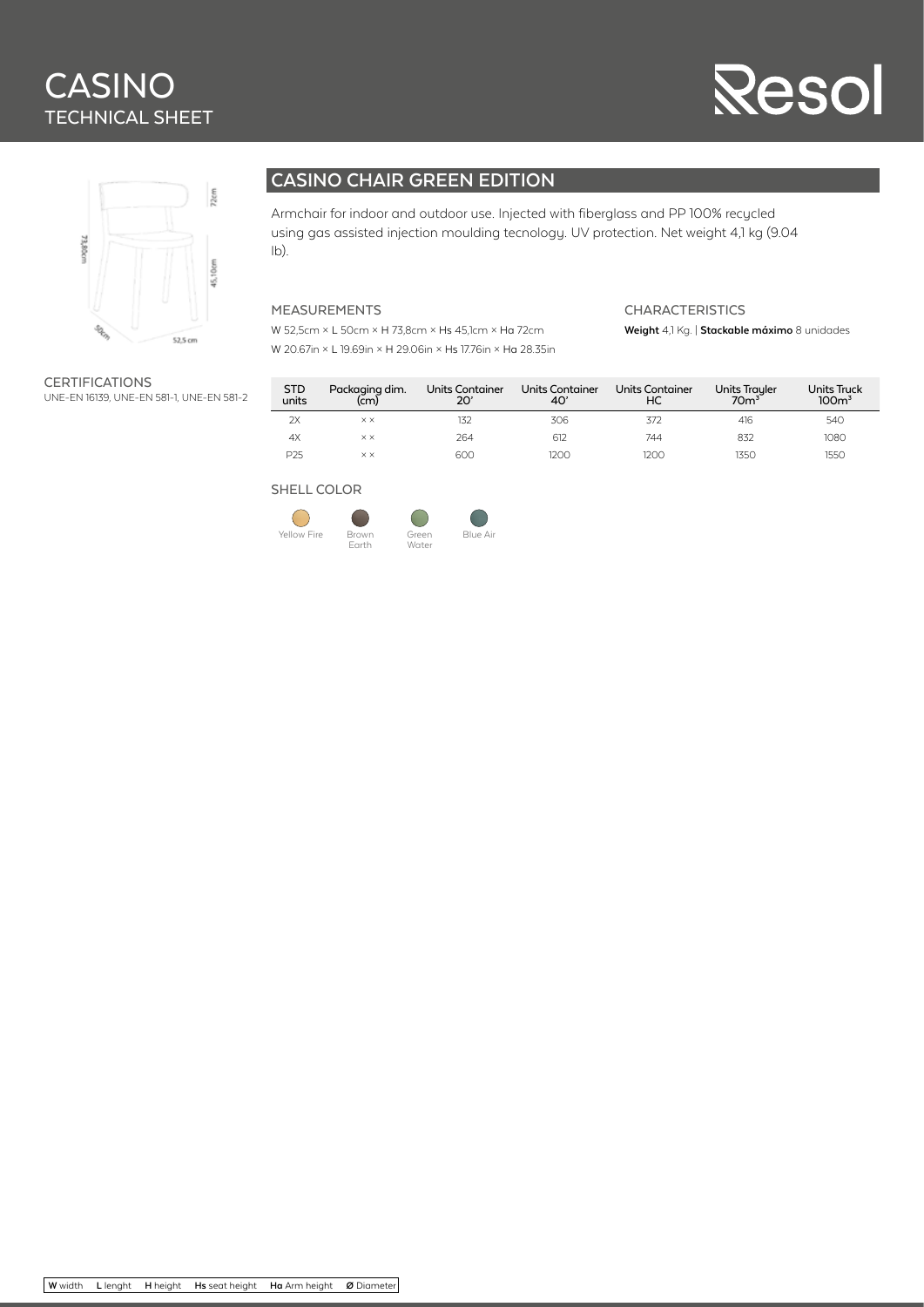# CASINO
## TECHNICAL SHEET

Resol

73,80cm
72cm
45,10cm
50cm
52,5 cm

### CERTIFICATIONS

UNE-EN 16139, UNE-EN 581-1, UNE-EN 581-2

## CASINO CHAIR GREEN EDITION

Armchair for indoor and outdoor use. Injected with fiberglass and PP 100% recycled using gas assisted injection moulding tecnology. UV protection. Net weight 4,1 kg (9.04 lb).

### MEASUREMENTS

W 52,5cm × L 50cm × H 73,8cm × Hs 45,1cm × Ha 72cm
W 20.67in × L 19.69in × H 29.06in × Hs 17.76in × Ha 28.35in

### CHARACTERISTICS

**Weight** 4,1 Kg. | **Stackable máximo** 8 unidades

| STD units | Packaging dim. (cm) | Units Container 20' | Units Container 40' | Units Container HC | Units Trayler $70m^3$ | Units Truck $100m^3$ |
|---|---|---|---|---|---|---|
| 2X | × × | 132 | 306 | 372 | 416 | 540 |
| 4X | × × | 264 | 612 | 744 | 832 | 1080 |
| P25 | × × | 600 | 1200 | 1200 | 1350 | 1550 |

### SHELL COLOR

Yellow Fire
Brown Earth
Green Water
Blue Air

**W** width **L** lenght **H** height **Hs** seat height **Ha** Arm height **Ø** Diameter